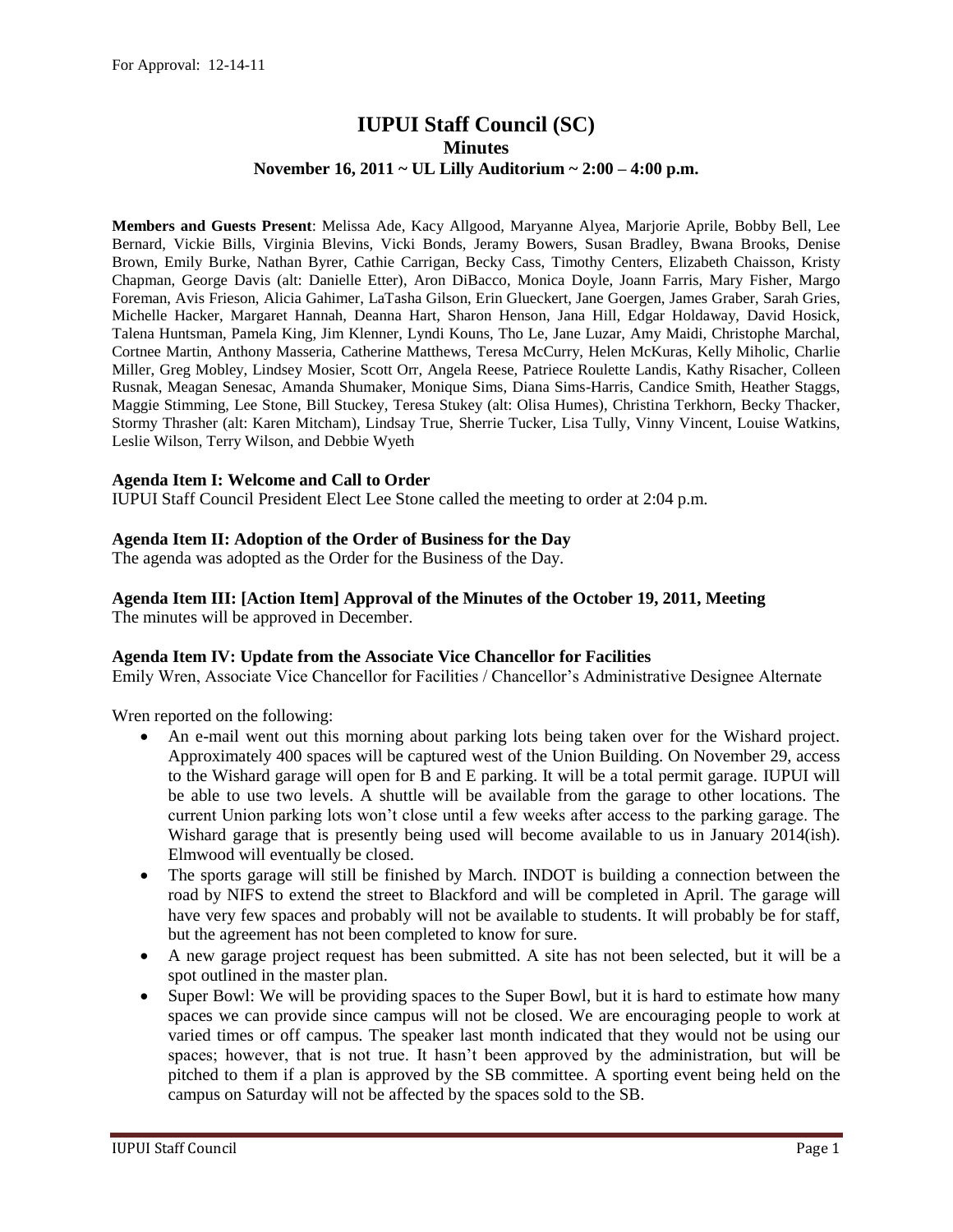For Approval: 12-14-11

# IUPUI Staff Council (SC)

## Minutes

### November 16, 2011 ~ UL Lilly Auditorium ~ 2:00 – 4:00 p.m.

**Members and Guests Present**: Melissa Ade, Kacy Allgood, Maryanne Alyea, Marjorie Aprile, Bobby Bell, Lee Bernard, Vickie Bills, Virginia Blevins, Vicki Bonds, Jeramy Bowers, Susan Bradley, Bwana Brooks, Denise Brown, Emily Burke, Nathan Byrer, Cathie Carrigan, Becky Cass, Timothy Centers, Elizabeth Chaisson, Kristy Chapman, George Davis (alt: Danielle Etter), Aron DiBacco, Monica Doyle, Joann Farris, Mary Fisher, Margo Foreman, Avis Frieson, Alicia Gahimer, LaTasha Gilson, Erin Glueckert, Jane Goergen, James Graber, Sarah Gries, Michelle Hacker, Margaret Hannah, Deanna Hart, Sharon Henson, Jana Hill, Edgar Holdaway, David Hosick, Talena Huntsman, Pamela King, Jim Klenner, Lyndi Kouns, Tho Le, Jane Luzar, Amy Maidi, Christophe Marchal, Cortnee Martin, Anthony Masseria, Catherine Matthews, Teresa McCurry, Helen McKuras, Kelly Miholic, Charlie Miller, Greg Mobley, Lindsey Mosier, Scott Orr, Angela Reese, Patriece Roulette Landis, Kathy Risacher, Colleen Rusnak, Meagan Senesac, Amanda Shumaker, Monique Sims, Diana Sims-Harris, Candice Smith, Heather Staggs, Maggie Stimming, Lee Stone, Bill Stuckey, Teresa Stukey (alt: Olisa Humes), Christina Terkhorn, Becky Thacker, Stormy Thrasher (alt: Karen Mitcham), Lindsay True, Sherrie Tucker, Lisa Tully, Vinny Vincent, Louise Watkins, Leslie Wilson, Terry Wilson, and Debbie Wyeth

**Agenda Item I: Welcome and Call to Order**

IUPUI Staff Council President Elect Lee Stone called the meeting to order at 2:04 p.m.

**Agenda Item II: Adoption of the Order of Business for the Day**

The agenda was adopted as the Order for the Business of the Day.

**Agenda Item III: [Action Item] Approval of the Minutes of the October 19, 2011, Meeting**

The minutes will be approved in December.

**Agenda Item IV: Update from the Associate Vice Chancellor for Facilities**

Emily Wren, Associate Vice Chancellor for Facilities / Chancellor's Administrative Designee Alternate

Wren reported on the following:

- An e-mail went out this morning about parking lots being taken over for the Wishard project. Approximately 400 spaces will be captured west of the Union Building. On November 29, access to the Wishard garage will open for B and E parking. It will be a total permit garage. IUPUI will be able to use two levels. A shuttle will be available from the garage to other locations. The current Union parking lots won't close until a few weeks after access to the parking garage. The Wishard garage that is presently being used will become available to us in January 2014(ish). Elmwood will eventually be closed.
- The sports garage will still be finished by March. INDOT is building a connection between the road by NIFS to extend the street to Blackford and will be completed in April. The garage will have very few spaces and probably will not be available to students. It will probably be for staff, but the agreement has not been completed to know for sure.
- A new garage project request has been submitted. A site has not been selected, but it will be a spot outlined in the master plan.
- Super Bowl: We will be providing spaces to the Super Bowl, but it is hard to estimate how many spaces we can provide since campus will not be closed. We are encouraging people to work at varied times or off campus. The speaker last month indicated that they would not be using our spaces; however, that is not true. It hasn't been approved by the administration, but will be pitched to them if a plan is approved by the SB committee. A sporting event being held on the campus on Saturday will not be affected by the spaces sold to the SB.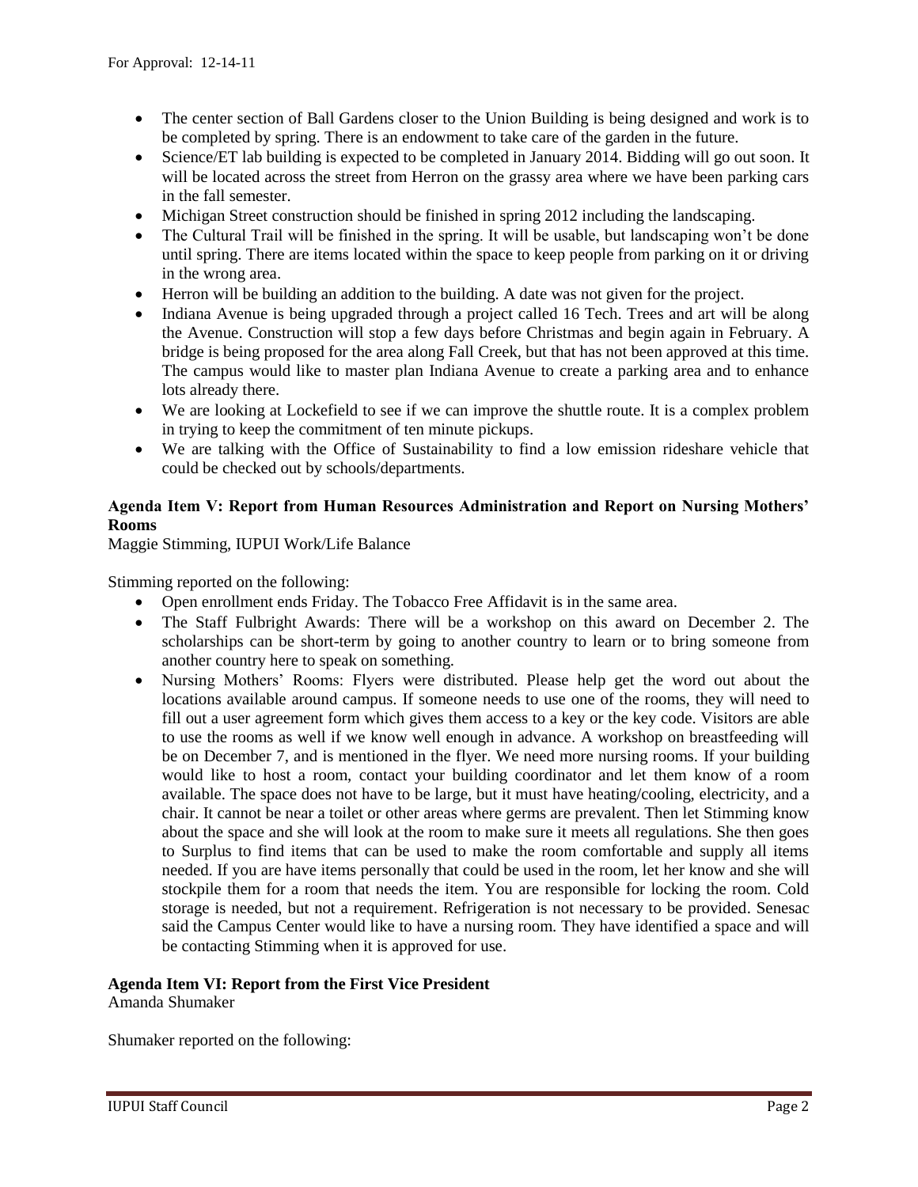- The center section of Ball Gardens closer to the Union Building is being designed and work is to be completed by spring. There is an endowment to take care of the garden in the future.
- Science/ET lab building is expected to be completed in January 2014. Bidding will go out soon. It will be located across the street from Herron on the grassy area where we have been parking cars in the fall semester.
- Michigan Street construction should be finished in spring 2012 including the landscaping.
- The Cultural Trail will be finished in the spring. It will be usable, but landscaping won't be done until spring. There are items located within the space to keep people from parking on it or driving in the wrong area.
- Herron will be building an addition to the building. A date was not given for the project.
- Indiana Avenue is being upgraded through a project called 16 Tech. Trees and art will be along the Avenue. Construction will stop a few days before Christmas and begin again in February. A bridge is being proposed for the area along Fall Creek, but that has not been approved at this time. The campus would like to master plan Indiana Avenue to create a parking area and to enhance lots already there.
- We are looking at Lockefield to see if we can improve the shuttle route. It is a complex problem in trying to keep the commitment of ten minute pickups.
- We are talking with the Office of Sustainability to find a low emission rideshare vehicle that could be checked out by schools/departments.

**Agenda Item V: Report from Human Resources Administration and Report on Nursing Mothers' Rooms**

Maggie Stimming, IUPUI Work/Life Balance

Stimming reported on the following:

- Open enrollment ends Friday. The Tobacco Free Affidavit is in the same area.
- The Staff Fulbright Awards: There will be a workshop on this award on December 2. The scholarships can be short-term by going to another country to learn or to bring someone from another country here to speak on something.
- Nursing Mothers' Rooms: Flyers were distributed. Please help get the word out about the locations available around campus. If someone needs to use one of the rooms, they will need to fill out a user agreement form which gives them access to a key or the key code. Visitors are able to use the rooms as well if we know well enough in advance. A workshop on breastfeeding will be on December 7, and is mentioned in the flyer. We need more nursing rooms. If your building would like to host a room, contact your building coordinator and let them know of a room available. The space does not have to be large, but it must have heating/cooling, electricity, and a chair. It cannot be near a toilet or other areas where germs are prevalent. Then let Stimming know about the space and she will look at the room to make sure it meets all regulations. She then goes to Surplus to find items that can be used to make the room comfortable and supply all items needed. If you are have items personally that could be used in the room, let her know and she will stockpile them for a room that needs the item. You are responsible for locking the room. Cold storage is needed, but not a requirement. Refrigeration is not necessary to be provided. Senesac said the Campus Center would like to have a nursing room. They have identified a space and will be contacting Stimming when it is approved for use.

**Agenda Item VI: Report from the First Vice President**

Amanda Shumaker

Shumaker reported on the following: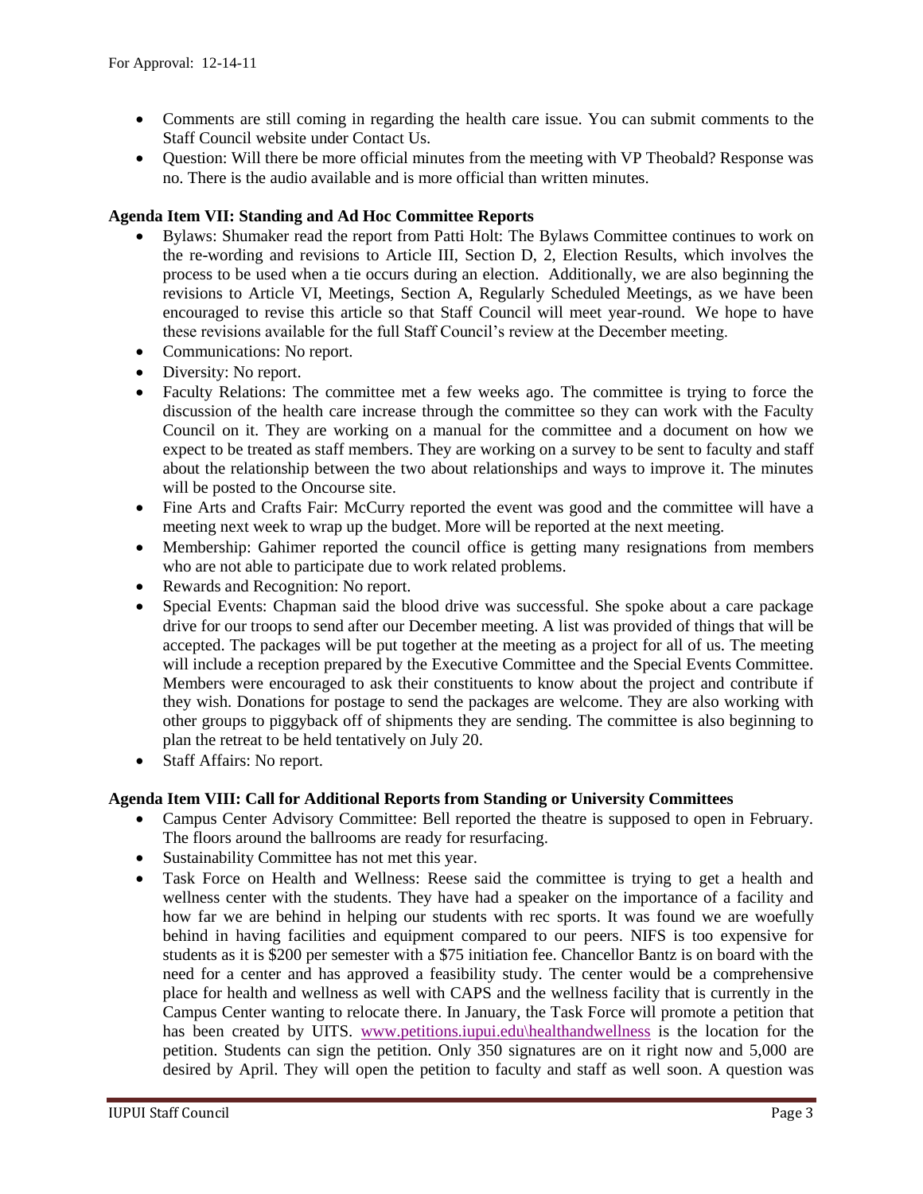For Approval: 12-14-11

- Comments are still coming in regarding the health care issue. You can submit comments to the Staff Council website under Contact Us.
- Question: Will there be more official minutes from the meeting with VP Theobald? Response was no. There is the audio available and is more official than written minutes.

**Agenda Item VII: Standing and Ad Hoc Committee Reports**

- Bylaws: Shumaker read the report from Patti Holt: The Bylaws Committee continues to work on the re-wording and revisions to Article III, Section D, 2, Election Results, which involves the process to be used when a tie occurs during an election. Additionally, we are also beginning the revisions to Article VI, Meetings, Section A, Regularly Scheduled Meetings, as we have been encouraged to revise this article so that Staff Council will meet year-round. We hope to have these revisions available for the full Staff Council's review at the December meeting.
- Communications: No report.
- Diversity: No report.
- Faculty Relations: The committee met a few weeks ago. The committee is trying to force the discussion of the health care increase through the committee so they can work with the Faculty Council on it. They are working on a manual for the committee and a document on how we expect to be treated as staff members. They are working on a survey to be sent to faculty and staff about the relationship between the two about relationships and ways to improve it. The minutes will be posted to the Oncourse site.
- Fine Arts and Crafts Fair: McCurry reported the event was good and the committee will have a meeting next week to wrap up the budget. More will be reported at the next meeting.
- Membership: Gahimer reported the council office is getting many resignations from members who are not able to participate due to work related problems.
- Rewards and Recognition: No report.
- Special Events: Chapman said the blood drive was successful. She spoke about a care package drive for our troops to send after our December meeting. A list was provided of things that will be accepted. The packages will be put together at the meeting as a project for all of us. The meeting will include a reception prepared by the Executive Committee and the Special Events Committee. Members were encouraged to ask their constituents to know about the project and contribute if they wish. Donations for postage to send the packages are welcome. They are also working with other groups to piggyback off of shipments they are sending. The committee is also beginning to plan the retreat to be held tentatively on July 20.
- Staff Affairs: No report.

**Agenda Item VIII: Call for Additional Reports from Standing or University Committees**

- Campus Center Advisory Committee: Bell reported the theatre is supposed to open in February. The floors around the ballrooms are ready for resurfacing.
- Sustainability Committee has not met this year.
- Task Force on Health and Wellness: Reese said the committee is trying to get a health and wellness center with the students. They have had a speaker on the importance of a facility and how far we are behind in helping our students with rec sports. It was found we are woefully behind in having facilities and equipment compared to our peers. NIFS is too expensive for students as it is $200 per semester with a $75 initiation fee. Chancellor Bantz is on board with the need for a center and has approved a feasibility study. The center would be a comprehensive place for health and wellness as well with CAPS and the wellness facility that is currently in the Campus Center wanting to relocate there. In January, the Task Force will promote a petition that has been created by UITS. www.petitions.iupui.edu\healthandwellness is the location for the petition. Students can sign the petition. Only 350 signatures are on it right now and 5,000 are desired by April. They will open the petition to faculty and staff as well soon. A question was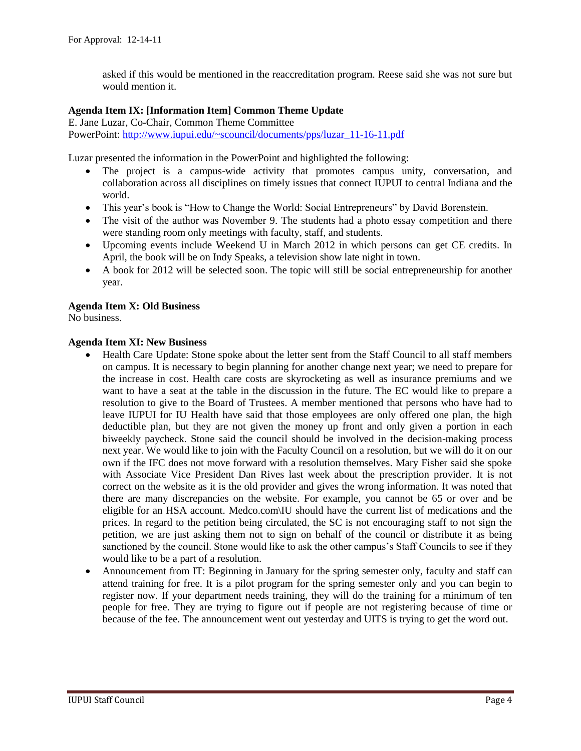asked if this would be mentioned in the reaccreditation program. Reese said she was not sure but would mention it.

**Agenda Item IX: [Information Item] Common Theme Update**

E. Jane Luzar, Co-Chair, Common Theme Committee
PowerPoint: http://www.iupui.edu/~scouncil/documents/pps/luzar_11-16-11.pdf

Luzar presented the information in the PowerPoint and highlighted the following:

- The project is a campus-wide activity that promotes campus unity, conversation, and collaboration across all disciplines on timely issues that connect IUPUI to central Indiana and the world.
- This year's book is "How to Change the World: Social Entrepreneurs" by David Borenstein.
- The visit of the author was November 9. The students had a photo essay competition and there were standing room only meetings with faculty, staff, and students.
- Upcoming events include Weekend U in March 2012 in which persons can get CE credits. In April, the book will be on Indy Speaks, a television show late night in town.
- A book for 2012 will be selected soon. The topic will still be social entrepreneurship for another year.

**Agenda Item X: Old Business**

No business.

**Agenda Item XI: New Business**

- Health Care Update: Stone spoke about the letter sent from the Staff Council to all staff members on campus. It is necessary to begin planning for another change next year; we need to prepare for the increase in cost. Health care costs are skyrocketing as well as insurance premiums and we want to have a seat at the table in the discussion in the future. The EC would like to prepare a resolution to give to the Board of Trustees. A member mentioned that persons who have had to leave IUPUI for IU Health have said that those employees are only offered one plan, the high deductible plan, but they are not given the money up front and only given a portion in each biweekly paycheck. Stone said the council should be involved in the decision-making process next year. We would like to join with the Faculty Council on a resolution, but we will do it on our own if the IFC does not move forward with a resolution themselves. Mary Fisher said she spoke with Associate Vice President Dan Rives last week about the prescription provider. It is not correct on the website as it is the old provider and gives the wrong information. It was noted that there are many discrepancies on the website. For example, you cannot be 65 or over and be eligible for an HSA account. Medco.com\IU should have the current list of medications and the prices. In regard to the petition being circulated, the SC is not encouraging staff to not sign the petition, we are just asking them not to sign on behalf of the council or distribute it as being sanctioned by the council. Stone would like to ask the other campus's Staff Councils to see if they would like to be a part of a resolution.
- Announcement from IT: Beginning in January for the spring semester only, faculty and staff can attend training for free. It is a pilot program for the spring semester only and you can begin to register now. If your department needs training, they will do the training for a minimum of ten people for free. They are trying to figure out if people are not registering because of time or because of the fee. The announcement went out yesterday and UITS is trying to get the word out.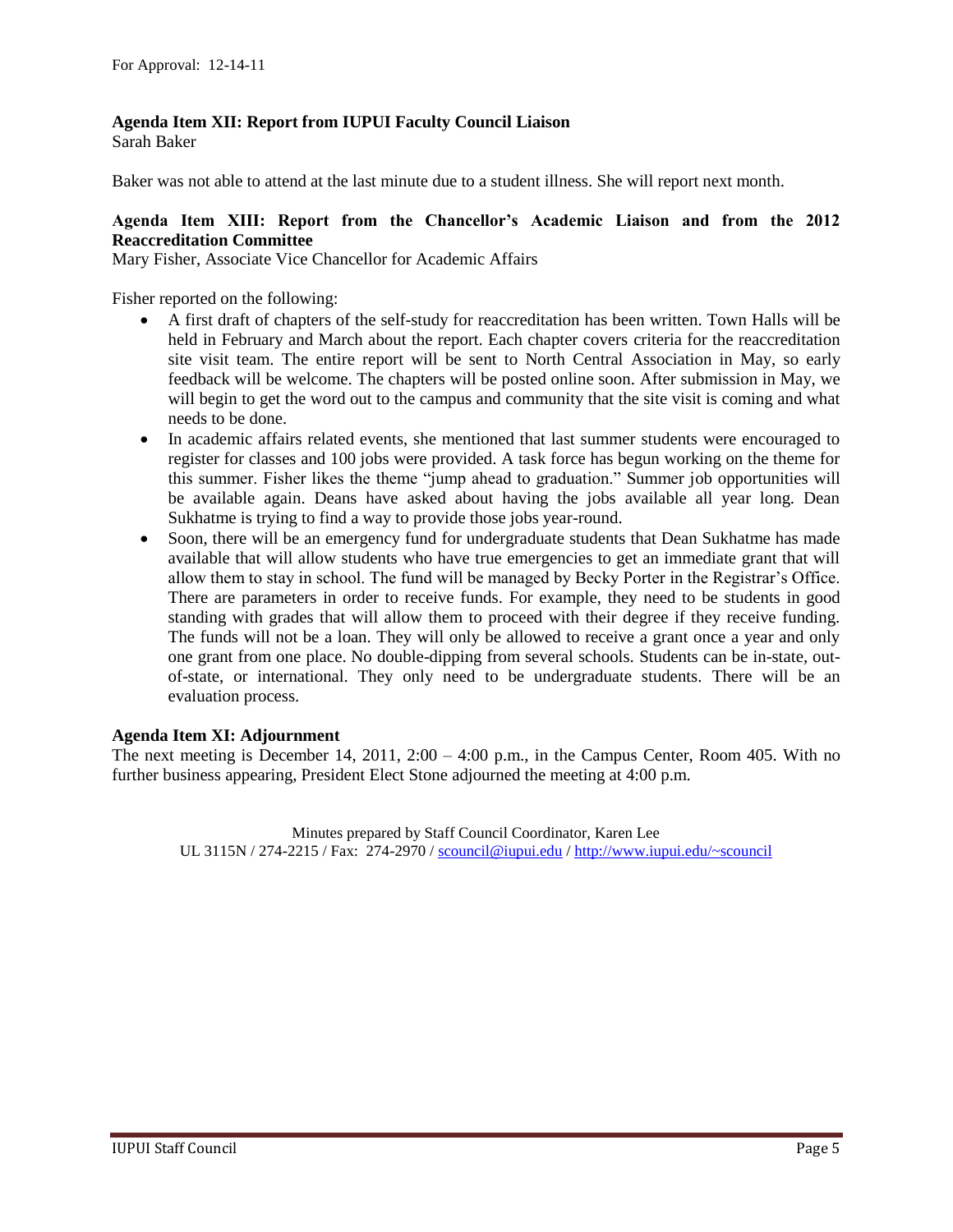For Approval: 12-14-11

**Agenda Item XII: Report from IUPUI Faculty Council Liaison**
Sarah Baker

Baker was not able to attend at the last minute due to a student illness. She will report next month.

**Agenda Item XIII: Report from the Chancellor's Academic Liaison and from the 2012 Reaccreditation Committee**
Mary Fisher, Associate Vice Chancellor for Academic Affairs

Fisher reported on the following:

- A first draft of chapters of the self-study for reaccreditation has been written. Town Halls will be held in February and March about the report. Each chapter covers criteria for the reaccreditation site visit team. The entire report will be sent to North Central Association in May, so early feedback will be welcome. The chapters will be posted online soon. After submission in May, we will begin to get the word out to the campus and community that the site visit is coming and what needs to be done.
- In academic affairs related events, she mentioned that last summer students were encouraged to register for classes and 100 jobs were provided. A task force has begun working on the theme for this summer. Fisher likes the theme "jump ahead to graduation." Summer job opportunities will be available again. Deans have asked about having the jobs available all year long. Dean Sukhatme is trying to find a way to provide those jobs year-round.
- Soon, there will be an emergency fund for undergraduate students that Dean Sukhatme has made available that will allow students who have true emergencies to get an immediate grant that will allow them to stay in school. The fund will be managed by Becky Porter in the Registrar's Office. There are parameters in order to receive funds. For example, they need to be students in good standing with grades that will allow them to proceed with their degree if they receive funding. The funds will not be a loan. They will only be allowed to receive a grant once a year and only one grant from one place. No double-dipping from several schools. Students can be in-state, out-of-state, or international. They only need to be undergraduate students. There will be an evaluation process.

**Agenda Item XI: Adjournment**
The next meeting is December 14, 2011, 2:00 – 4:00 p.m., in the Campus Center, Room 405. With no further business appearing, President Elect Stone adjourned the meeting at 4:00 p.m.

Minutes prepared by Staff Council Coordinator, Karen Lee
UL 3115N / 274-2215 / Fax: 274-2970 / scouncil@iupui.edu / http://www.iupui.edu/~scouncil